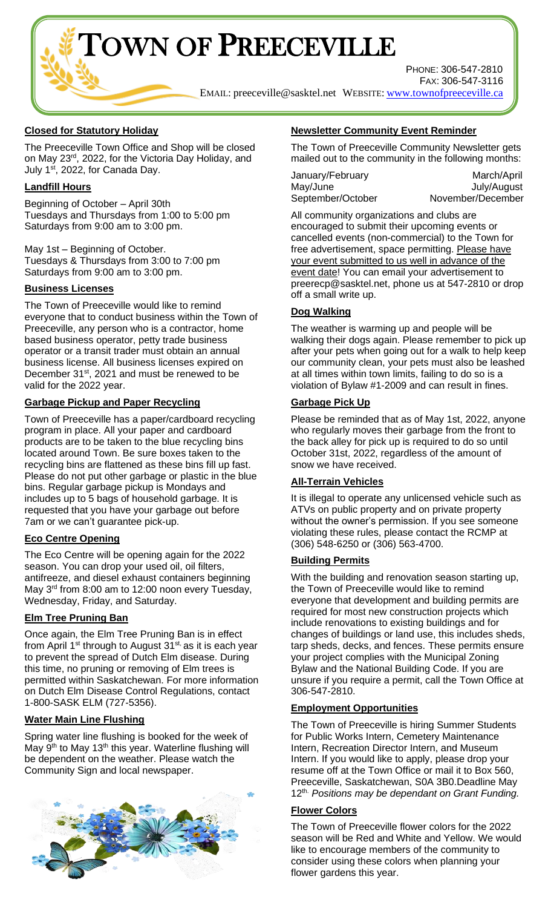# TOWN OF PREECEVILLE

PHONE: 306-547-2810
FAX: 306-547-3116
EMAIL: preeceville@sasktel.net WEBSITE: www.townofpreeceville.ca

## Closed for Statutory Holiday

The Preeceville Town Office and Shop will be closed on May 23rd, 2022, for the Victoria Day Holiday, and July 1st, 2022, for Canada Day.

## Landfill Hours

Beginning of October – April 30th
Tuesdays and Thursdays from 1:00 to 5:00 pm
Saturdays from 9:00 am to 3:00 pm.

May 1st – Beginning of October.
Tuesdays & Thursdays from 3:00 to 7:00 pm
Saturdays from 9:00 am to 3:00 pm.

## Business Licenses

The Town of Preeceville would like to remind everyone that to conduct business within the Town of Preeceville, any person who is a contractor, home based business operator, petty trade business operator or a transit trader must obtain an annual business license. All business licenses expired on December 31st, 2021 and must be renewed to be valid for the 2022 year.

## Garbage Pickup and Paper Recycling

Town of Preeceville has a paper/cardboard recycling program in place. All your paper and cardboard products are to be taken to the blue recycling bins located around Town. Be sure boxes taken to the recycling bins are flattened as these bins fill up fast. Please do not put other garbage or plastic in the blue bins. Regular garbage pickup is Mondays and includes up to 5 bags of household garbage. It is requested that you have your garbage out before 7am or we can't guarantee pick-up.

## Eco Centre Opening

The Eco Centre will be opening again for the 2022 season. You can drop your used oil, oil filters, antifreeze, and diesel exhaust containers beginning May 3rd from 8:00 am to 12:00 noon every Tuesday, Wednesday, Friday, and Saturday.

## Elm Tree Pruning Ban

Once again, the Elm Tree Pruning Ban is in effect from April 1st through to August 31st, as it is each year to prevent the spread of Dutch Elm disease. During this time, no pruning or removing of Elm trees is permitted within Saskatchewan. For more information on Dutch Elm Disease Control Regulations, contact 1-800-SASK ELM (727-5356).

## Water Main Line Flushing

Spring water line flushing is booked for the week of May 9th to May 13th this year. Waterline flushing will be dependent on the weather. Please watch the Community Sign and local newspaper.

## Newsletter Community Event Reminder

The Town of Preeceville Community Newsletter gets mailed out to the community in the following months:

| | |
|---|---|
| January/February | March/April |
| May/June | July/August |
| September/October | November/December |

All community organizations and clubs are encouraged to submit their upcoming events or cancelled events (non-commercial) to the Town for free advertisement, space permitting. Please have your event submitted to us well in advance of the event date! You can email your advertisement to preerecp@sasktel.net, phone us at 547-2810 or drop off a small write up.

## Dog Walking

The weather is warming up and people will be walking their dogs again. Please remember to pick up after your pets when going out for a walk to help keep our community clean, your pets must also be leashed at all times within town limits, failing to do so is a violation of Bylaw #1-2009 and can result in fines.

## Garbage Pick Up

Please be reminded that as of May 1st, 2022, anyone who regularly moves their garbage from the front to the back alley for pick up is required to do so until October 31st, 2022, regardless of the amount of snow we have received.

## All-Terrain Vehicles

It is illegal to operate any unlicensed vehicle such as ATVs on public property and on private property without the owner's permission. If you see someone violating these rules, please contact the RCMP at (306) 548-6250 or (306) 563-4700.

## Building Permits

With the building and renovation season starting up, the Town of Preeceville would like to remind everyone that development and building permits are required for most new construction projects which include renovations to existing buildings and for changes of buildings or land use, this includes sheds, tarp sheds, decks, and fences. These permits ensure your project complies with the Municipal Zoning Bylaw and the National Building Code. If you are unsure if you require a permit, call the Town Office at 306-547-2810.

## Employment Opportunities

The Town of Preeceville is hiring Summer Students for Public Works Intern, Cemetery Maintenance Intern, Recreation Director Intern, and Museum Intern. If you would like to apply, please drop your resume off at the Town Office or mail it to Box 560, Preeceville, Saskatchewan, S0A 3B0.Deadline May 12th. *Positions may be dependant on Grant Funding.*

## Flower Colors

The Town of Preeceville flower colors for the 2022 season will be Red and White and Yellow. We would like to encourage members of the community to consider using these colors when planning your flower gardens this year.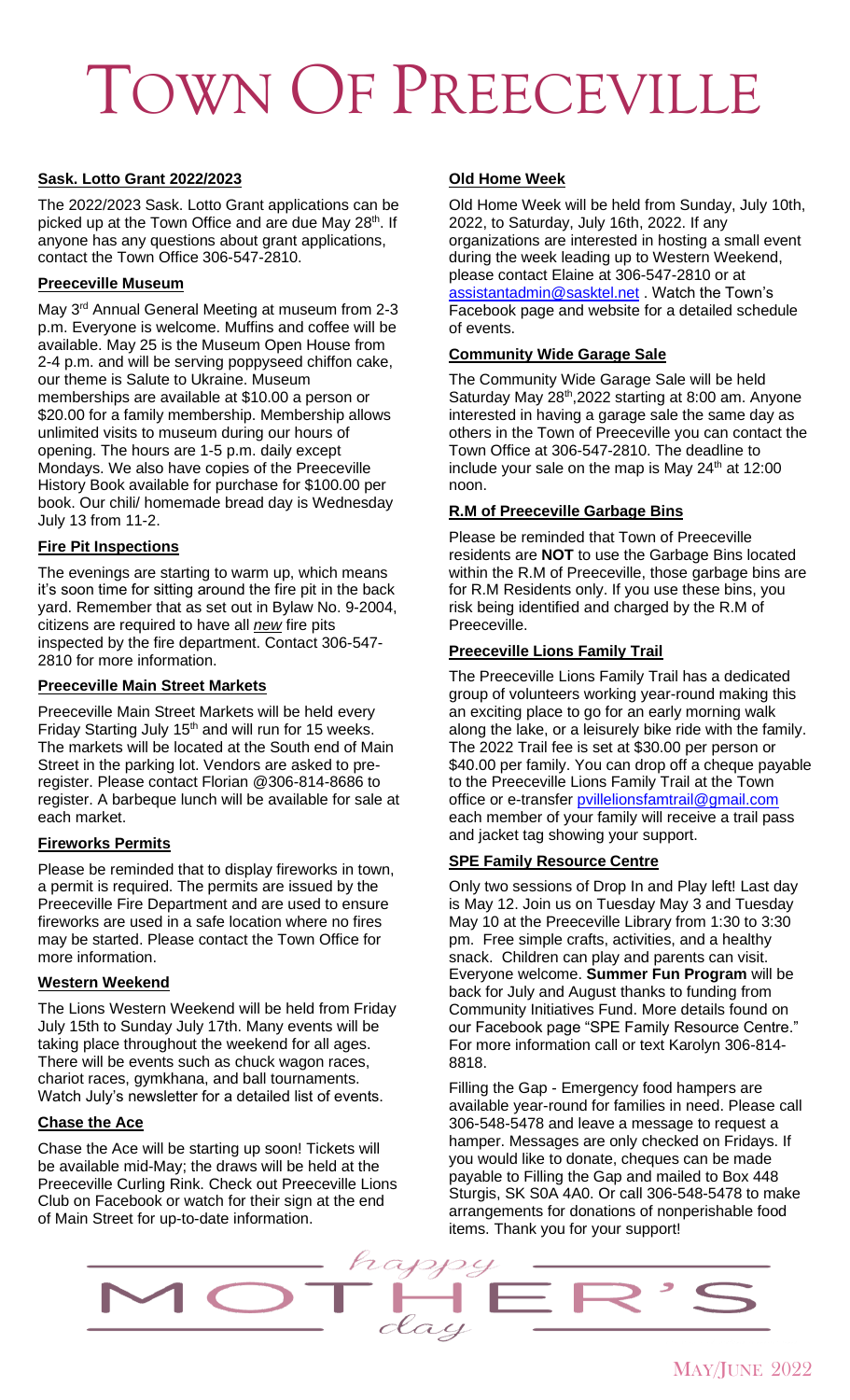# TOWN OF PREECEVILLE

### Sask. Lotto Grant 2022/2023

The 2022/2023 Sask. Lotto Grant applications can be picked up at the Town Office and are due May 28th. If anyone has any questions about grant applications, contact the Town Office 306-547-2810.

### Preeceville Museum

May 3rd Annual General Meeting at museum from 2-3 p.m. Everyone is welcome. Muffins and coffee will be available. May 25 is the Museum Open House from 2-4 p.m. and will be serving poppyseed chiffon cake, our theme is Salute to Ukraine. Museum memberships are available at $10.00 a person or $20.00 for a family membership. Membership allows unlimited visits to museum during our hours of opening. The hours are 1-5 p.m. daily except Mondays. We also have copies of the Preeceville History Book available for purchase for $100.00 per book. Our chili/ homemade bread day is Wednesday July 13 from 11-2.

### Fire Pit Inspections

The evenings are starting to warm up, which means it's soon time for sitting around the fire pit in the back yard. Remember that as set out in Bylaw No. 9-2004, citizens are required to have all ***new*** fire pits inspected by the fire department. Contact 306-547-2810 for more information.

### Preeceville Main Street Markets

Preeceville Main Street Markets will be held every Friday Starting July 15th and will run for 15 weeks. The markets will be located at the South end of Main Street in the parking lot. Vendors are asked to pre-register. Please contact Florian @306-814-8686 to register. A barbeque lunch will be available for sale at each market.

### Fireworks Permits

Please be reminded that to display fireworks in town, a permit is required. The permits are issued by the Preeceville Fire Department and are used to ensure fireworks are used in a safe location where no fires may be started. Please contact the Town Office for more information.

### Western Weekend

The Lions Western Weekend will be held from Friday July 15th to Sunday July 17th. Many events will be taking place throughout the weekend for all ages. There will be events such as chuck wagon races, chariot races, gymkhana, and ball tournaments. Watch July's newsletter for a detailed list of events.

### Chase the Ace

Chase the Ace will be starting up soon! Tickets will be available mid-May; the draws will be held at the Preeceville Curling Rink. Check out Preeceville Lions Club on Facebook or watch for their sign at the end of Main Street for up-to-date information.

### Old Home Week

Old Home Week will be held from Sunday, July 10th, 2022, to Saturday, July 16th, 2022. If any organizations are interested in hosting a small event during the week leading up to Western Weekend, please contact Elaine at 306-547-2810 or at assistantadmin@sasktel.net . Watch the Town's Facebook page and website for a detailed schedule of events.

### Community Wide Garage Sale

The Community Wide Garage Sale will be held Saturday May 28th,2022 starting at 8:00 am. Anyone interested in having a garage sale the same day as others in the Town of Preeceville you can contact the Town Office at 306-547-2810. The deadline to include your sale on the map is May 24th at 12:00 noon.

### R.M of Preeceville Garbage Bins

Please be reminded that Town of Preeceville residents are **NOT** to use the Garbage Bins located within the R.M of Preeceville, those garbage bins are for R.M Residents only. If you use these bins, you risk being identified and charged by the R.M of Preeceville.

### Preeceville Lions Family Trail

The Preeceville Lions Family Trail has a dedicated group of volunteers working year-round making this an exciting place to go for an early morning walk along the lake, or a leisurely bike ride with the family. The 2022 Trail fee is set at $30.00 per person or $40.00 per family. You can drop off a cheque payable to the Preeceville Lions Family Trail at the Town office or e-transfer pvillelionsfamtrail@gmail.com each member of your family will receive a trail pass and jacket tag showing your support.

### SPE Family Resource Centre

Only two sessions of Drop In and Play left! Last day is May 12. Join us on Tuesday May 3 and Tuesday May 10 at the Preeceville Library from 1:30 to 3:30 pm. Free simple crafts, activities, and a healthy snack. Children can play and parents can visit. Everyone welcome. **Summer Fun Program** will be back for July and August thanks to funding from Community Initiatives Fund. More details found on our Facebook page "SPE Family Resource Centre." For more information call or text Karolyn 306-814-8818.

Filling the Gap - Emergency food hampers are available year-round for families in need. Please call 306-548-5478 and leave a message to request a hamper. Messages are only checked on Fridays. If you would like to donate, cheques can be made payable to Filling the Gap and mailed to Box 448 Sturgis, SK S0A 4A0. Or call 306-548-5478 to make arrangements for donations of nonperishable food items. Thank you for your support!

happy MOTHER'S day

MAY/JUNE 2022